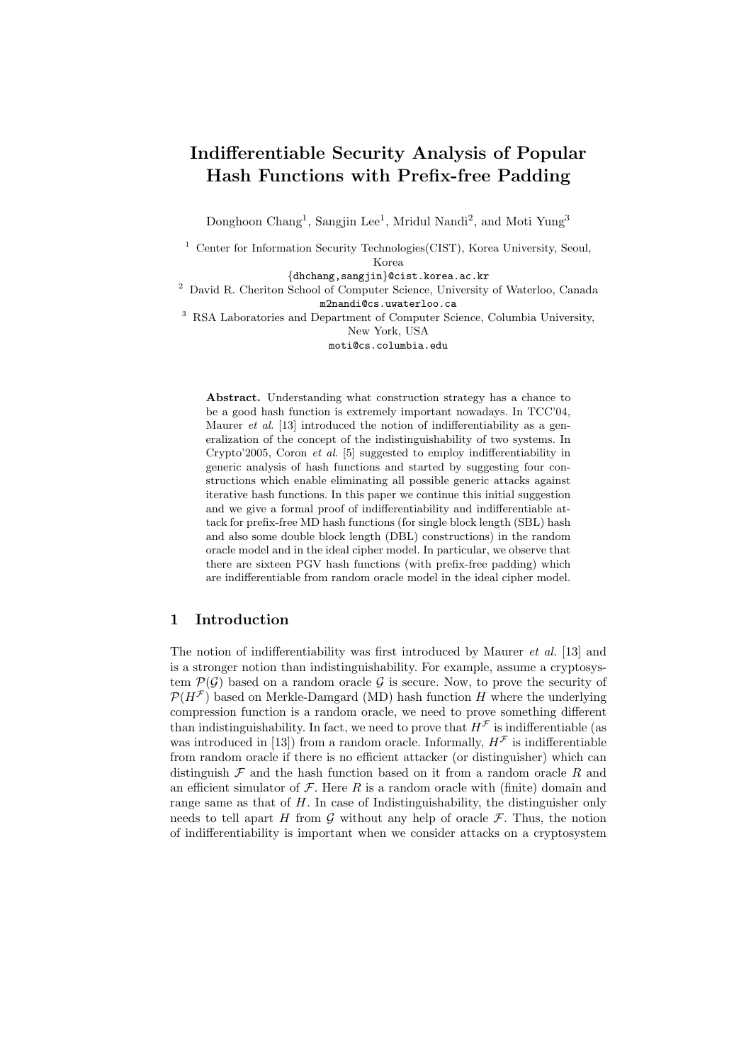# Indifferentiable Security Analysis of Popular Hash Functions with Prefix-free Padding

Donghoon Chang[1], Sangjin Lee[1], Mridul Nandi[2], and Moti Yung[3]

[1] Center for Information Security Technologies(CIST), Korea University, Seoul, Korea
{dhchang,sangjin}@cist.korea.ac.kr

[2] David R. Cheriton School of Computer Science, University of Waterloo, Canada
m2nandi@cs.uwaterloo.ca

[3] RSA Laboratories and Department of Computer Science, Columbia University, New York, USA
moti@cs.columbia.edu

**Abstract.** Understanding what construction strategy has a chance to be a good hash function is extremely important nowadays. In TCC'04, Maurer *et al.* [13] introduced the notion of indifferentiability as a generalization of the concept of the indistinguishability of two systems. In Crypto'2005, Coron *et al.* [5] suggested to employ indifferentiability in generic analysis of hash functions and started by suggesting four constructions which enable eliminating all possible generic attacks against iterative hash functions. In this paper we continue this initial suggestion and we give a formal proof of indifferentiability and indifferentiable attack for prefix-free MD hash functions (for single block length (SBL) hash and also some double block length (DBL) constructions) in the random oracle model and in the ideal cipher model. In particular, we observe that there are sixteen PGV hash functions (with prefix-free padding) which are indifferentiable from random oracle model in the ideal cipher model.

## 1 Introduction

The notion of indifferentiability was first introduced by Maurer *et al.* [13] and is a stronger notion than indistinguishability. For example, assume a cryptosystem $\mathcal{P}(\mathcal{G})$ based on a random oracle $\mathcal{G}$ is secure. Now, to prove the security of $\mathcal{P}(H^{\mathcal{F}})$ based on Merkle-Damgard (MD) hash function $H$ where the underlying compression function is a random oracle, we need to prove something different than indistinguishability. In fact, we need to prove that $H^{\mathcal{F}}$ is indifferentiable (as was introduced in [13]) from a random oracle. Informally, $H^{\mathcal{F}}$ is indifferentiable from random oracle if there is no efficient attacker (or distinguisher) which can distinguish $\mathcal{F}$ and the hash function based on it from a random oracle $R$ and an efficient simulator of $\mathcal{F}$. Here $R$ is a random oracle with (finite) domain and range same as that of $H$. In case of Indistinguishability, the distinguisher only needs to tell apart $H$ from $\mathcal{G}$ without any help of oracle $\mathcal{F}$. Thus, the notion of indifferentiability is important when we consider attacks on a cryptosystem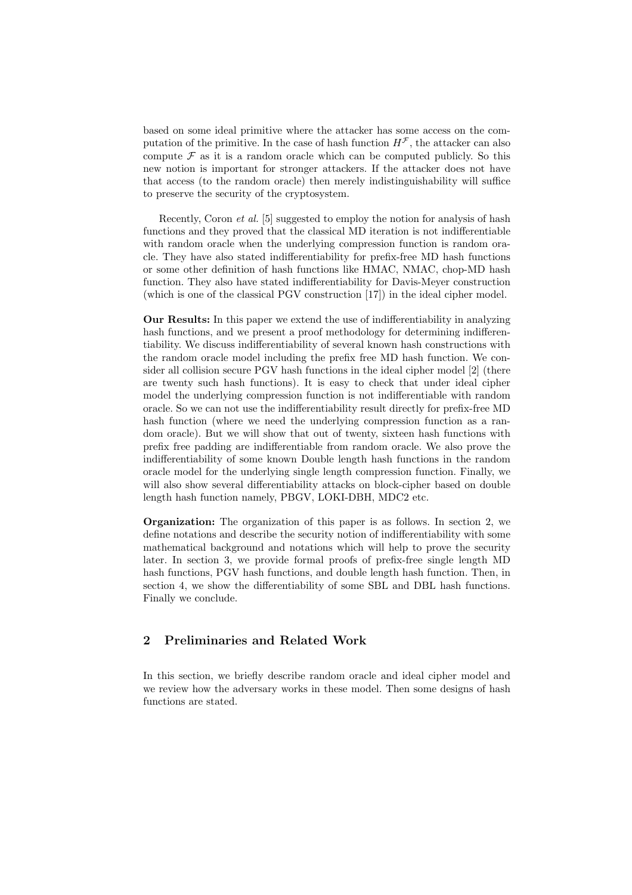based on some ideal primitive where the attacker has some access on the computation of the primitive. In the case of hash function $H^{\mathcal{F}}$, the attacker can also compute $\mathcal{F}$ as it is a random oracle which can be computed publicly. So this new notion is important for stronger attackers. If the attacker does not have that access (to the random oracle) then merely indistinguishability will suffice to preserve the security of the cryptosystem.

Recently, Coron *et al.* [5] suggested to employ the notion for analysis of hash functions and they proved that the classical MD iteration is not indifferentiable with random oracle when the underlying compression function is random oracle. They have also stated indifferentiability for prefix-free MD hash functions or some other definition of hash functions like HMAC, NMAC, chop-MD hash function. They also have stated indifferentiability for Davis-Meyer construction (which is one of the classical PGV construction [17]) in the ideal cipher model.

**Our Results:** In this paper we extend the use of indifferentiability in analyzing hash functions, and we present a proof methodology for determining indifferentiability. We discuss indifferentiability of several known hash constructions with the random oracle model including the prefix free MD hash function. We consider all collision secure PGV hash functions in the ideal cipher model [2] (there are twenty such hash functions). It is easy to check that under ideal cipher model the underlying compression function is not indifferentiable with random oracle. So we can not use the indifferentiability result directly for prefix-free MD hash function (where we need the underlying compression function as a random oracle). But we will show that out of twenty, sixteen hash functions with prefix free padding are indifferentiable from random oracle. We also prove the indifferentiability of some known Double length hash functions in the random oracle model for the underlying single length compression function. Finally, we will also show several differentiability attacks on block-cipher based on double length hash function namely, PBGV, LOKI-DBH, MDC2 etc.

**Organization:** The organization of this paper is as follows. In section 2, we define notations and describe the security notion of indifferentiability with some mathematical background and notations which will help to prove the security later. In section 3, we provide formal proofs of prefix-free single length MD hash functions, PGV hash functions, and double length hash function. Then, in section 4, we show the differentiability of some SBL and DBL hash functions. Finally we conclude.

## 2 Preliminaries and Related Work

In this section, we briefly describe random oracle and ideal cipher model and we review how the adversary works in these model. Then some designs of hash functions are stated.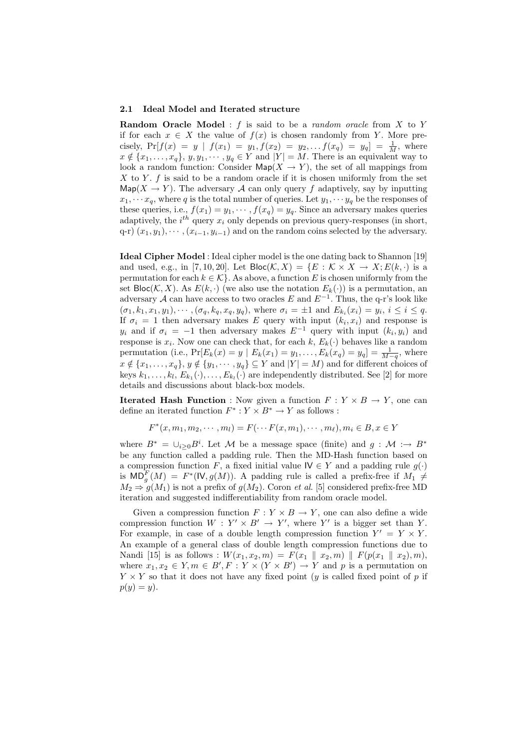### 2.1 Ideal Model and Iterated structure

**Random Oracle Model** : $f$ is said to be a *random oracle* from $X$ to $Y$ if for each $x \in X$ the value of $f(x)$ is chosen randomly from $Y$. More precisely, $\Pr[f(x) = y \mid f(x_1) = y_1, f(x_2) = y_2, \ldots f(x_q) = y_q] = \frac{1}{M}$, where $x \notin \{x_1, \ldots, x_q\}$, $y, y_1, \cdots, y_q \in Y$ and $|Y| = M$. There is an equivalent way to look a random function: Consider $\mathsf{Map}(X \to Y)$, the set of all mappings from $X$ to $Y$. $f$ is said to be a random oracle if it is chosen uniformly from the set $\mathsf{Map}(X \to Y)$. The adversary $\mathcal{A}$ can only query $f$ adaptively, say by inputting $x_1, \cdots x_q$, where $q$ is the total number of queries. Let $y_1, \cdots y_q$ be the responses of these queries, i.e., $f(x_1) = y_1, \cdots, f(x_q) = y_q$. Since an adversary makes queries adaptively, the $i^{th}$ query $x_i$ only depends on previous query-responses (in short, q-r) $(x_1, y_1), \cdots, (x_{i-1}, y_{i-1})$ and on the random coins selected by the adversary.

**Ideal Cipher Model** : Ideal cipher model is the one dating back to Shannon [19] and used, e.g., in [7, 10, 20]. Let $\mathsf{Bloc}(\mathcal{K}, X) = \{E : \mathcal{K} \times X \to X; E(k, \cdot)$ is a permutation for each $k \in \mathcal{K}\}$. As above, a function $E$ is chosen uniformly from the set $\mathsf{Bloc}(\mathcal{K}, X)$. As $E(k, \cdot)$ (we also use the notation $E_k(\cdot)$) is a permutation, an adversary $\mathcal{A}$ can have access to two oracles $E$ and $E^{-1}$. Thus, the q-r's look like $(\sigma_1, k_1, x_1, y_1), \cdots, (\sigma_q, k_q, x_q, y_q)$, where $\sigma_i = \pm 1$ and $E_{k_i}(x_i) = y_i$, $i \leq i \leq q$. If $\sigma_i = 1$ then adversary makes $E$ query with input $(k_i, x_i)$ and response is $y_i$ and if $\sigma_i = -1$ then adversary makes $E^{-1}$ query with input $(k_i, y_i)$ and response is $x_i$. Now one can check that, for each $k$, $E_k(\cdot)$ behaves like a random permutation (i.e., $\Pr[E_k(x) = y \mid E_k(x_1) = y_1, \ldots, E_k(x_q) = y_q] = \frac{1}{M-q}$, where $x \notin \{x_1, \ldots, x_q\}$, $y \notin \{y_1, \cdots, y_q\} \subseteq Y$ and $|Y| = M$) and for different choices of keys $k_1, \ldots, k_l$, $E_{k_1}(\cdot), \ldots, E_{k_l}(\cdot)$ are independently distributed. See [2] for more details and discussions about black-box models.

**Iterated Hash Function** : Now given a function $F : Y \times B \to Y$, one can define an iterated function $F^* : Y \times B^* \to Y$ as follows :

$$F^*(x, m_1, m_2, \cdots, m_l) = F(\cdots F(x, m_1), \cdots, m_\ell), m_i \in B, x \in Y$$

where $B^* = \cup_{i \geq 0} B^i$. Let $\mathcal{M}$ be a message space (finite) and $g : \mathcal{M} :\to B^*$ be any function called a padding rule. Then the MD-Hash function based on a compression function $F$, a fixed initial value $\mathsf{IV} \in Y$ and a padding rule $g(\cdot)$ is $\mathsf{MD}_g^F(M) = F^*(\mathsf{IV}, g(M))$. A padding rule is called a prefix-free if $M_1 \neq M_2 \Rightarrow g(M_1)$ is not a prefix of $g(M_2)$. Coron *et al.* [5] considered prefix-free MD iteration and suggested indifferentiability from random oracle model.

Given a compression function $F : Y \times B \to Y$, one can also define a wide compression function $W : Y' \times B' \to Y'$, where $Y'$ is a bigger set than $Y$. For example, in case of a double length compression function $Y' = Y \times Y$. An example of a general class of double length compression functions due to Nandi [15] is as follows : $W(x_1, x_2, m) = F(x_1 \parallel x_2, m) \parallel F(p(x_1 \parallel x_2), m)$, where $x_1, x_2 \in Y, m \in B', F : Y \times (Y \times B') \to Y$ and $p$ is a permutation on $Y \times Y$ so that it does not have any fixed point ($y$ is called fixed point of $p$ if $p(y) = y$).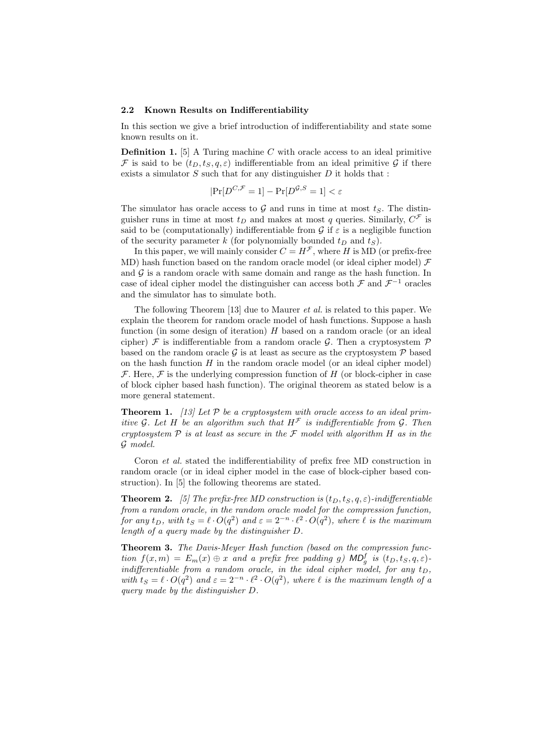### 2.2 Known Results on Indifferentiability

In this section we give a brief introduction of indifferentiability and state some known results on it.

**Definition 1.** [5] A Turing machine $C$ with oracle access to an ideal primitive $\mathcal{F}$ is said to be $(t_D, t_S, q, \varepsilon)$ indifferentiable from an ideal primitive $\mathcal{G}$ if there exists a simulator $S$ such that for any distinguisher $D$ it holds that :

$$|\Pr[D^{C,\mathcal{F}} = 1] - \Pr[D^{\mathcal{G},S} = 1] < \varepsilon$$

The simulator has oracle access to $\mathcal{G}$ and runs in time at most $t_S$. The distinguisher runs in time at most $t_D$ and makes at most $q$ queries. Similarly, $C^{\mathcal{F}}$ is said to be (computationally) indifferentiable from $\mathcal{G}$ if $\varepsilon$ is a negligible function of the security parameter $k$ (for polynomially bounded $t_D$ and $t_S$).

In this paper, we will mainly consider $C = H^{\mathcal{F}}$, where $H$ is MD (or prefix-free MD) hash function based on the random oracle model (or ideal cipher model) $\mathcal{F}$ and $\mathcal{G}$ is a random oracle with same domain and range as the hash function. In case of ideal cipher model the distinguisher can access both $\mathcal{F}$ and $\mathcal{F}^{-1}$ oracles and the simulator has to simulate both.

The following Theorem [13] due to Maurer *et al.* is related to this paper. We explain the theorem for random oracle model of hash functions. Suppose a hash function (in some design of iteration) $H$ based on a random oracle (or an ideal cipher) $\mathcal{F}$ is indifferentiable from a random oracle $\mathcal{G}$. Then a cryptosystem $\mathcal{P}$ based on the random oracle $\mathcal{G}$ is at least as secure as the cryptosystem $\mathcal{P}$ based on the hash function $H$ in the random oracle model (or an ideal cipher model) $\mathcal{F}$. Here, $\mathcal{F}$ is the underlying compression function of $H$ (or block-cipher in case of block cipher based hash function). The original theorem as stated below is a more general statement.

**Theorem 1.** *[13] Let $\mathcal{P}$ be a cryptosystem with oracle access to an ideal primitive $\mathcal{G}$. Let $H$ be an algorithm such that $H^{\mathcal{F}}$ is indifferentiable from $\mathcal{G}$. Then cryptosystem $\mathcal{P}$ is at least as secure in the $\mathcal{F}$ model with algorithm $H$ as in the $\mathcal{G}$ model.*

Coron *et al.* stated the indifferentiability of prefix free MD construction in random oracle (or in ideal cipher model in the case of block-cipher based construction). In [5] the following theorems are stated.

**Theorem 2.** *[5] The prefix-free MD construction is $(t_D, t_S, q, \varepsilon)$-indifferentiable from a random oracle, in the random oracle model for the compression function, for any $t_D$, with $t_S = \ell \cdot O(q^2)$ and $\varepsilon = 2^{-n} \cdot \ell^2 \cdot O(q^2)$, where $\ell$ is the maximum length of a query made by the distinguisher $D$.*

**Theorem 3.** *The Davis-Meyer Hash function (based on the compression function $f(x, m) = E_m(x) \oplus x$ and a prefix free padding $g$) $\mathsf{MD}_g^f$ is $(t_D, t_S, q, \varepsilon)$-indifferentiable from a random oracle, in the ideal cipher model, for any $t_D$, with $t_S = \ell \cdot O(q^2)$ and $\varepsilon = 2^{-n} \cdot \ell^2 \cdot O(q^2)$, where $\ell$ is the maximum length of a query made by the distinguisher $D$.*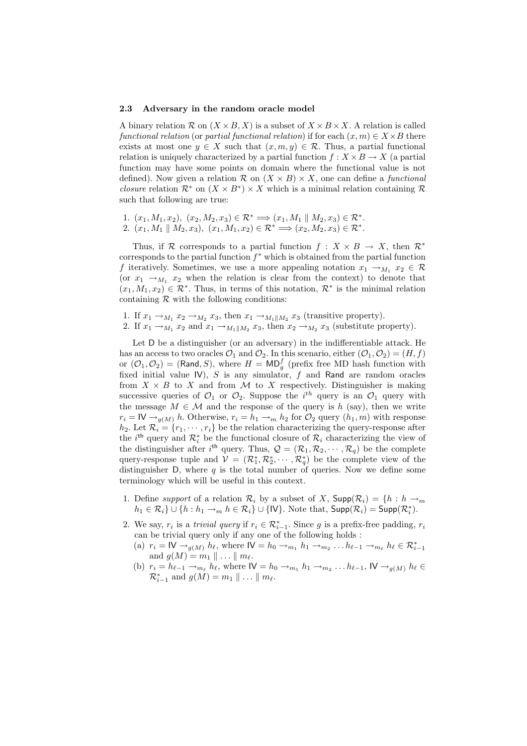### 2.3 Adversary in the random oracle model

A binary relation $\mathcal{R}$ on $(X \times B, X)$ is a subset of $X \times B \times X$. A relation is called *functional relation* (or *partial functional relation*) if for each $(x, m) \in X \times B$ there exists at most one $y \in X$ such that $(x, m, y) \in \mathcal{R}$. Thus, a partial functional relation is uniquely characterized by a partial function $f : X \times B \to X$ (a partial function may have some points on domain where the functional value is not defined). Now given a relation $\mathcal{R}$ on $(X \times B) \times X$, one can define a *functional closure* relation $\mathcal{R}^*$ on $(X \times B^*) \times X$ which is a minimal relation containing $\mathcal{R}$ such that following are true:

1. $(x_1, M_1, x_2),\ (x_2, M_2, x_3) \in \mathcal{R}^* \Longrightarrow (x_1, M_1 \parallel M_2, x_3) \in \mathcal{R}^*$.
2. $(x_1, M_1 \parallel M_2, x_3),\ (x_1, M_1, x_2) \in \mathcal{R}^* \Longrightarrow (x_2, M_2, x_3) \in \mathcal{R}^*$.

Thus, if $\mathcal{R}$ corresponds to a partial function $f : X \times B \to X$, then $\mathcal{R}^*$ corresponds to the partial function $f^*$ which is obtained from the partial function $f$ iteratively. Sometimes, we use a more appealing notation $x_1 \to_{M_1} x_2 \in \mathcal{R}$ (or $x_1 \to_{M_1} x_2$ when the relation is clear from the context) to denote that $(x_1, M_1, x_2) \in \mathcal{R}^*$. Thus, in terms of this notation, $\mathcal{R}^*$ is the minimal relation containing $\mathcal{R}$ with the following conditions:

1. If $x_1 \to_{M_1} x_2 \to_{M_2} x_3$, then $x_1 \to_{M_1 \parallel M_2} x_3$ (transitive property).
2. If $x_1 \to_{M_1} x_2$ and $x_1 \to_{M_1 \parallel M_2} x_3$, then $x_2 \to_{M_2} x_3$ (substitute property).

Let $\mathsf{D}$ be a distinguisher (or an adversary) in the indifferentiable attack. He has an access to two oracles $\mathcal{O}_1$ and $\mathcal{O}_2$. In this scenario, either $(\mathcal{O}_1, \mathcal{O}_2) = (H, f)$ or $(\mathcal{O}_1, \mathcal{O}_2) = (\mathsf{Rand}, S)$, where $H = \mathsf{MD}_g^f$ (prefix free MD hash function with fixed initial value $\mathsf{IV}$), $S$ is any simulator, $f$ and $\mathsf{Rand}$ are random oracles from $X \times B$ to $X$ and from $\mathcal{M}$ to $X$ respectively. Distinguisher is making successive queries of $\mathcal{O}_1$ or $\mathcal{O}_2$. Suppose the $i^{th}$ query is an $\mathcal{O}_1$ query with the message $M \in \mathcal{M}$ and the response of the query is $h$ (say), then we write $r_i = \mathsf{IV} \to_{g(M)} h$. Otherwise, $r_i = h_1 \to_m h_2$ for $\mathcal{O}_2$ query $(h_1, m)$ with response $h_2$. Let $\mathcal{R}_i = \{r_1, \cdots, r_i\}$ be the relation characterizing the query-response after the $i^{\mathsf{th}}$ query and $\mathcal{R}_i^*$ be the functional closure of $\mathcal{R}_i$ characterizing the view of the distinguisher after $i^{\mathsf{th}}$ query. Thus, $\mathcal{Q} = (\mathcal{R}_1, \mathcal{R}_2, \cdots, \mathcal{R}_q)$ be the complete query-response tuple and $\mathcal{V} = (\mathcal{R}_1^*, \mathcal{R}_2^*, \cdots, \mathcal{R}_q^*)$ be the complete view of the distinguisher $\mathsf{D}$, where $q$ is the total number of queries. Now we define some terminology which will be useful in this context.

1. Define *support* of a relation $\mathcal{R}_i$ by a subset of $X$, $\mathsf{Supp}(\mathcal{R}_i) = \{h : h \to_m h_1 \in \mathcal{R}_i\} \cup \{h : h_1 \to_m h \in \mathcal{R}_i\} \cup \{\mathsf{IV}\}$. Note that, $\mathsf{Supp}(\mathcal{R}_i) = \mathsf{Supp}(\mathcal{R}_i^*)$.
2. We say, $r_i$ is a *trivial query* if $r_i \in \mathcal{R}_{i-1}^*$. Since $g$ is a prefix-free padding, $r_i$ can be trivial query only if any one of the following holds :
   (a) $r_i = \mathsf{IV} \to_{g(M)} h_\ell$, where $\mathsf{IV} = h_0 \to_{m_1} h_1 \to_{m_2} \ldots h_{\ell-1} \to_{m_\ell} h_\ell \in \mathcal{R}_{i-1}^*$ and $g(M) = m_1 \parallel \ldots \parallel m_\ell$.
   (b) $r_i = h_{\ell-1} \to_{m_\ell} h_\ell$, where $\mathsf{IV} = h_0 \to_{m_1} h_1 \to_{m_2} \ldots h_{\ell-1},\ \mathsf{IV} \to_{g(M)} h_\ell \in \mathcal{R}_{i-1}^*$ and $g(M) = m_1 \parallel \ldots \parallel m_\ell$.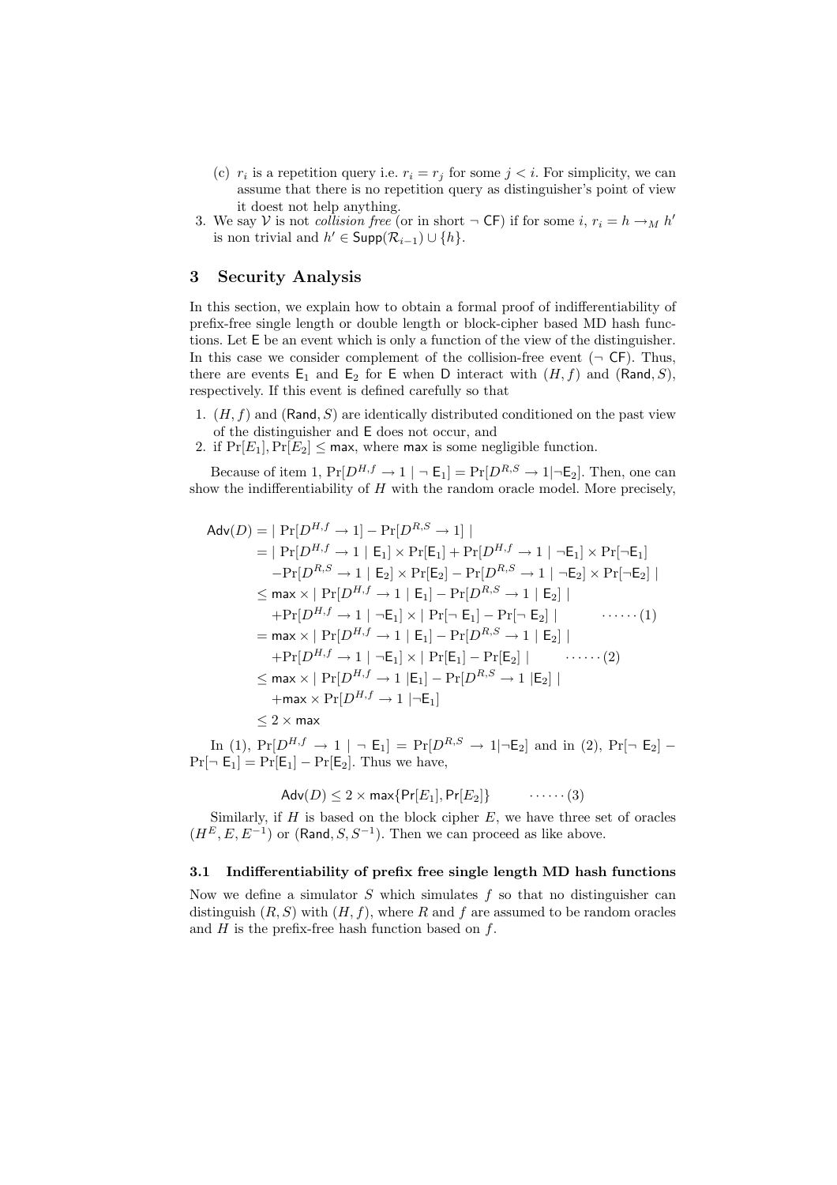(c) $r_i$ is a repetition query i.e. $r_i = r_j$ for some $j < i$. For simplicity, we can assume that there is no repetition query as distinguisher's point of view it doest not help anything.

3. We say $\mathcal{V}$ is not *collision free* (or in short $\neg$ CF) if for some $i$, $r_i = h \rightarrow_M h'$ is non trivial and $h' \in \mathsf{Supp}(\mathcal{R}_{i-1}) \cup \{h\}$.

## 3 Security Analysis

In this section, we explain how to obtain a formal proof of indifferentiability of prefix-free single length or double length or block-cipher based MD hash functions. Let $\mathsf{E}$ be an event which is only a function of the view of the distinguisher. In this case we consider complement of the collision-free event ($\neg$ CF). Thus, there are events $\mathsf{E}_1$ and $\mathsf{E}_2$ for $\mathsf{E}$ when D interact with $(H, f)$ and $(\mathsf{Rand}, S)$, respectively. If this event is defined carefully so that

1. $(H, f)$ and $(\mathsf{Rand}, S)$ are identically distributed conditioned on the past view of the distinguisher and $\mathsf{E}$ does not occur, and
2. if $\Pr[E_1], \Pr[E_2] \leq \mathsf{max}$, where $\mathsf{max}$ is some negligible function.

Because of item 1, $\Pr[D^{H,f} \rightarrow 1 \mid \neg \mathsf{E}_1] = \Pr[D^{R,S} \rightarrow 1 | \neg \mathsf{E}_2]$. Then, one can show the indifferentiability of $H$ with the random oracle model. More precisely,

$$
\begin{aligned}
\mathsf{Adv}(D) &= |\Pr[D^{H,f} \rightarrow 1] - \Pr[D^{R,S} \rightarrow 1]| \\
&= |\Pr[D^{H,f} \rightarrow 1 \mid \mathsf{E}_1] \times \Pr[\mathsf{E}_1] + \Pr[D^{H,f} \rightarrow 1 \mid \neg \mathsf{E}_1] \times \Pr[\neg \mathsf{E}_1] \\
&\quad - \Pr[D^{R,S} \rightarrow 1 \mid \mathsf{E}_2] \times \Pr[\mathsf{E}_2] - \Pr[D^{R,S} \rightarrow 1 \mid \neg \mathsf{E}_2] \times \Pr[\neg \mathsf{E}_2]| \\
&\leq \mathsf{max} \times |\Pr[D^{H,f} \rightarrow 1 \mid \mathsf{E}_1] - \Pr[D^{R,S} \rightarrow 1 \mid \mathsf{E}_2]| \\
&\quad + \Pr[D^{H,f} \rightarrow 1 \mid \neg \mathsf{E}_1] \times |\Pr[\neg \mathsf{E}_1] - \Pr[\neg \mathsf{E}_2]| \qquad \cdots\cdots (1) \\
&= \mathsf{max} \times |\Pr[D^{H,f} \rightarrow 1 \mid \mathsf{E}_1] - \Pr[D^{R,S} \rightarrow 1 \mid \mathsf{E}_2]| \\
&\quad + \Pr[D^{H,f} \rightarrow 1 \mid \neg \mathsf{E}_1] \times |\Pr[\mathsf{E}_1] - \Pr[\mathsf{E}_2]| \qquad \cdots\cdots (2) \\
&\leq \mathsf{max} \times |\Pr[D^{H,f} \rightarrow 1 | \mathsf{E}_1] - \Pr[D^{R,S} \rightarrow 1 | \mathsf{E}_2]| \\
&\quad + \mathsf{max} \times \Pr[D^{H,f} \rightarrow 1 | \neg \mathsf{E}_1] \\
&\leq 2 \times \mathsf{max}
\end{aligned}
$$

In (1), $\Pr[D^{H,f} \rightarrow 1 \mid \neg \mathsf{E}_1] = \Pr[D^{R,S} \rightarrow 1 | \neg \mathsf{E}_2]$ and in (2), $\Pr[\neg \mathsf{E}_2] - \Pr[\neg \mathsf{E}_1] = \Pr[\mathsf{E}_1] - \Pr[\mathsf{E}_2]$. Thus we have,

$$
\mathsf{Adv}(D) \leq 2 \times \mathsf{max}\{\Pr[E_1], \Pr[E_2]\} \qquad \cdots\cdots (3)
$$

Similarly, if $H$ is based on the block cipher $E$, we have three set of oracles $(H^E, E, E^{-1})$ or $(\mathsf{Rand}, S, S^{-1})$. Then we can proceed as like above.

### 3.1 Indifferentiability of prefix free single length MD hash functions

Now we define a simulator $S$ which simulates $f$ so that no distinguisher can distinguish $(R, S)$ with $(H, f)$, where $R$ and $f$ are assumed to be random oracles and $H$ is the prefix-free hash function based on $f$.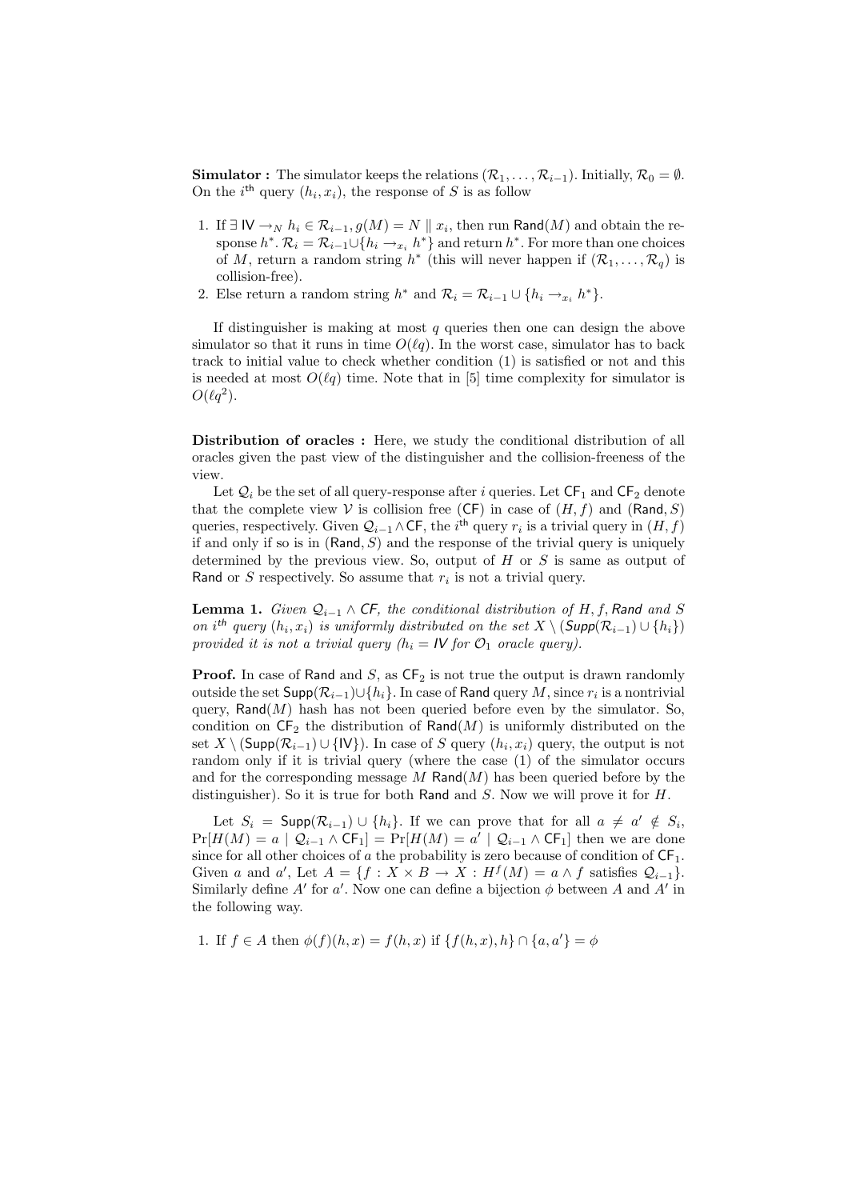**Simulator :** The simulator keeps the relations $(\mathcal{R}_1, \ldots, \mathcal{R}_{i-1})$. Initially, $\mathcal{R}_0 = \emptyset$. On the $i^{\text{th}}$ query $(h_i, x_i)$, the response of $S$ is as follow

1. If $\exists\ \mathsf{IV} \rightarrow_N h_i \in \mathcal{R}_{i-1}, g(M) = N \parallel x_i$, then run $\mathsf{Rand}(M)$ and obtain the response $h^*$. $\mathcal{R}_i = \mathcal{R}_{i-1} \cup \{h_i \rightarrow_{x_i} h^*\}$ and return $h^*$. For more than one choices of $M$, return a random string $h^*$ (this will never happen if $(\mathcal{R}_1, \ldots, \mathcal{R}_q)$ is collision-free).
2. Else return a random string $h^*$ and $\mathcal{R}_i = \mathcal{R}_{i-1} \cup \{h_i \rightarrow_{x_i} h^*\}$.

If distinguisher is making at most $q$ queries then one can design the above simulator so that it runs in time $O(\ell q)$. In the worst case, simulator has to back track to initial value to check whether condition (1) is satisfied or not and this is needed at most $O(\ell q)$ time. Note that in [5] time complexity for simulator is $O(\ell q^2)$.

**Distribution of oracles :** Here, we study the conditional distribution of all oracles given the past view of the distinguisher and the collision-freeness of the view.

Let $\mathcal{Q}_i$ be the set of all query-response after $i$ queries. Let $\mathsf{CF}_1$ and $\mathsf{CF}_2$ denote that the complete view $\mathcal{V}$ is collision free ($\mathsf{CF}$) in case of $(H, f)$ and $(\mathsf{Rand}, S)$ queries, respectively. Given $\mathcal{Q}_{i-1} \wedge \mathsf{CF}$, the $i^{\text{th}}$ query $r_i$ is a trivial query in $(H, f)$ if and only if so is in $(\mathsf{Rand}, S)$ and the response of the trivial query is uniquely determined by the previous view. So, output of $H$ or $S$ is same as output of $\mathsf{Rand}$ or $S$ respectively. So assume that $r_i$ is not a trivial query.

**Lemma 1.** *Given $\mathcal{Q}_{i-1} \wedge \mathsf{CF}$, the conditional distribution of $H, f, \mathsf{Rand}$ and $S$ on $i^{th}$ query $(h_i, x_i)$ is uniformly distributed on the set $X \setminus (\mathsf{Supp}(\mathcal{R}_{i-1}) \cup \{h_i\})$ provided it is not a trivial query ($h_i = \mathsf{IV}$ for $\mathcal{O}_1$ oracle query).*

**Proof.** In case of $\mathsf{Rand}$ and $S$, as $\mathsf{CF}_2$ is not true the output is drawn randomly outside the set $\mathsf{Supp}(\mathcal{R}_{i-1}) \cup \{h_i\}$. In case of $\mathsf{Rand}$ query $M$, since $r_i$ is a nontrivial query, $\mathsf{Rand}(M)$ hash has not been queried before even by the simulator. So, condition on $\mathsf{CF}_2$ the distribution of $\mathsf{Rand}(M)$ is uniformly distributed on the set $X \setminus (\mathsf{Supp}(\mathcal{R}_{i-1}) \cup \{\mathsf{IV}\})$. In case of $S$ query $(h_i, x_i)$ query, the output is not random only if it is trivial query (where the case (1) of the simulator occurs and for the corresponding message $M$ $\mathsf{Rand}(M)$ has been queried before by the distinguisher). So it is true for both $\mathsf{Rand}$ and $S$. Now we will prove it for $H$.

Let $S_i = \mathsf{Supp}(\mathcal{R}_{i-1}) \cup \{h_i\}$. If we can prove that for all $a \neq a' \notin S_i$, $\Pr[H(M) = a \mid \mathcal{Q}_{i-1} \wedge \mathsf{CF}_1] = \Pr[H(M) = a' \mid \mathcal{Q}_{i-1} \wedge \mathsf{CF}_1]$ then we are done since for all other choices of $a$ the probability is zero because of condition of $\mathsf{CF}_1$. Given $a$ and $a'$, Let $A = \{f : X \times B \rightarrow X : H^f(M) = a \wedge f \text{ satisfies } \mathcal{Q}_{i-1}\}$. Similarly define $A'$ for $a'$. Now one can define a bijection $\phi$ between $A$ and $A'$ in the following way.

1. If $f \in A$ then $\phi(f)(h, x) = f(h, x)$ if $\{f(h, x), h\} \cap \{a, a'\} = \phi$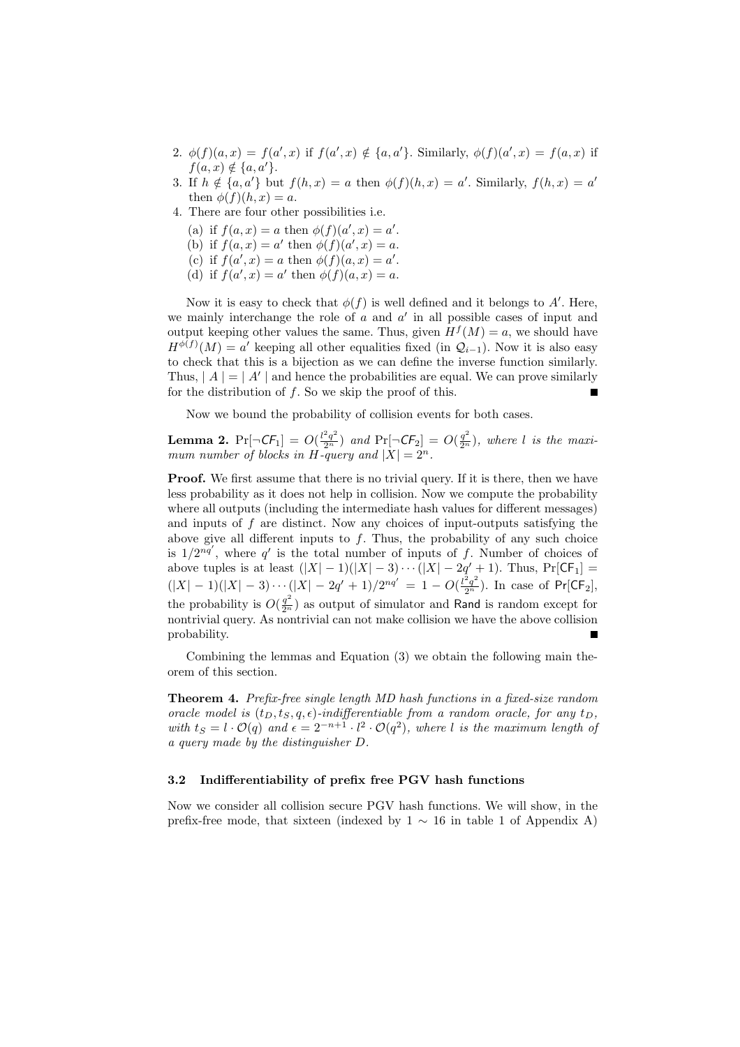2. $\phi(f)(a,x) = f(a',x)$ if $f(a',x) \notin \{a,a'\}$. Similarly, $\phi(f)(a',x) = f(a,x)$ if $f(a,x) \notin \{a,a'\}$.
3. If $h \notin \{a,a'\}$ but $f(h,x) = a$ then $\phi(f)(h,x) = a'$. Similarly, $f(h,x) = a'$ then $\phi(f)(h,x) = a$.
4. There are four other possibilities i.e.
   (a) if $f(a,x) = a$ then $\phi(f)(a',x) = a'$.
   (b) if $f(a,x) = a'$ then $\phi(f)(a',x) = a$.
   (c) if $f(a',x) = a$ then $\phi(f)(a,x) = a'$.
   (d) if $f(a',x) = a'$ then $\phi(f)(a,x) = a$.

Now it is easy to check that $\phi(f)$ is well defined and it belongs to $A'$. Here, we mainly interchange the role of $a$ and $a'$ in all possible cases of input and output keeping other values the same. Thus, given $H^f(M) = a$, we should have $H^{\phi(f)}(M) = a'$ keeping all other equalities fixed (in $\mathcal{Q}_{i-1}$). Now it is also easy to check that this is a bijection as we can define the inverse function similarly. Thus, $|A| = |A'|$ and hence the probabilities are equal. We can prove similarly for the distribution of $f$. So we skip the proof of this. ∎

Now we bound the probability of collision events for both cases.

**Lemma 2.** *$\Pr[\neg\mathsf{CF}_1] = O(\frac{l^2 q^2}{2^n})$ and $\Pr[\neg\mathsf{CF}_2] = O(\frac{q^2}{2^n})$, where $l$ is the maximum number of blocks in $H$-query and $|X| = 2^n$.*

**Proof.** We first assume that there is no trivial query. If it is there, then we have less probability as it does not help in collision. Now we compute the probability where all outputs (including the intermediate hash values for different messages) and inputs of $f$ are distinct. Now any choices of input-outputs satisfying the above give all different inputs to $f$. Thus, the probability of any such choice is $1/2^{nq'}$, where $q'$ is the total number of inputs of $f$. Number of choices of above tuples is at least $(|X|-1)(|X|-3)\cdots(|X|-2q'+1)$. Thus, $\Pr[\mathsf{CF}_1] = (|X|-1)(|X|-3)\cdots(|X|-2q'+1)/2^{nq'} = 1 - O(\frac{l^2q^2}{2^n})$. In case of $\Pr[\mathsf{CF}_2]$, the probability is $O(\frac{q^2}{2^n})$ as output of simulator and $\mathsf{Rand}$ is random except for nontrivial query. As nontrivial can not make collision we have the above collision probability. ∎

Combining the lemmas and Equation (3) we obtain the following main theorem of this section.

**Theorem 4.** *Prefix-free single length MD hash functions in a fixed-size random oracle model is $(t_D, t_S, q, \epsilon)$-indifferentiable from a random oracle, for any $t_D$, with $t_S = l \cdot \mathcal{O}(q)$ and $\epsilon = 2^{-n+1} \cdot l^2 \cdot \mathcal{O}(q^2)$, where $l$ is the maximum length of a query made by the distinguisher $D$.*

### 3.2 Indifferentiability of prefix free PGV hash functions

Now we consider all collision secure PGV hash functions. We will show, in the prefix-free mode, that sixteen (indexed by $1 \sim 16$ in table 1 of Appendix A)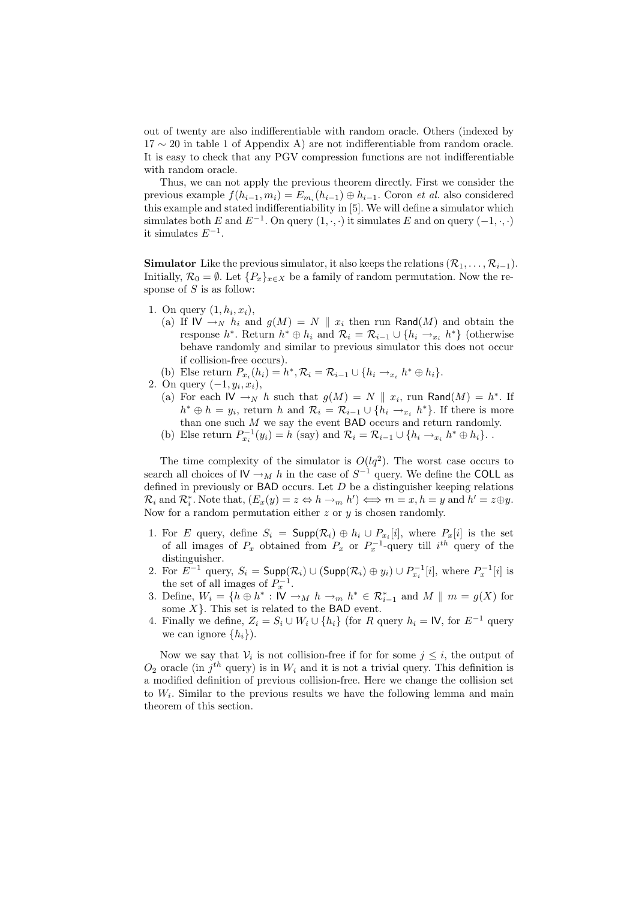out of twenty are also indifferentiable with random oracle. Others (indexed by $17 \sim 20$ in table 1 of Appendix A) are not indifferentiable from random oracle. It is easy to check that any PGV compression functions are not indifferentiable with random oracle.

Thus, we can not apply the previous theorem directly. First we consider the previous example $f(h_{i-1}, m_i) = E_{m_i}(h_{i-1}) \oplus h_{i-1}$. Coron *et al.* also considered this example and stated indifferentiability in [5]. We will define a simulator which simulates both $E$ and $E^{-1}$. On query $(1, \cdot, \cdot)$ it simulates $E$ and on query $(-1, \cdot, \cdot)$ it simulates $E^{-1}$.

**Simulator** Like the previous simulator, it also keeps the relations $(\mathcal{R}_1, \ldots, \mathcal{R}_{i-1})$. Initially, $\mathcal{R}_0 = \emptyset$. Let $\{P_x\}_{x \in X}$ be a family of random permutation. Now the response of $S$ is as follow:

1. On query $(1, h_i, x_i)$,
   (a) If $\mathsf{IV} \rightarrow_N h_i$ and $g(M) = N \parallel x_i$ then run $\mathsf{Rand}(M)$ and obtain the response $h^*$. Return $h^* \oplus h_i$ and $\mathcal{R}_i = \mathcal{R}_{i-1} \cup \{h_i \rightarrow_{x_i} h^*\}$ (otherwise behave randomly and similar to previous simulator this does not occur if collision-free occurs).
   (b) Else return $P_{x_i}(h_i) = h^*, \mathcal{R}_i = \mathcal{R}_{i-1} \cup \{h_i \rightarrow_{x_i} h^* \oplus h_i\}$.
2. On query $(-1, y_i, x_i)$,
   (a) For each $\mathsf{IV} \rightarrow_N h$ such that $g(M) = N \parallel x_i$, run $\mathsf{Rand}(M) = h^*$. If $h^* \oplus h = y_i$, return $h$ and $\mathcal{R}_i = \mathcal{R}_{i-1} \cup \{h_i \rightarrow_{x_i} h^*\}$. If there is more than one such $M$ we say the event $\mathsf{BAD}$ occurs and return randomly.
   (b) Else return $P_{x_i}^{-1}(y_i) = h$ (say) and $\mathcal{R}_i = \mathcal{R}_{i-1} \cup \{h_i \rightarrow_{x_i} h^* \oplus h_i\}$. .

The time complexity of the simulator is $O(lq^2)$. The worst case occurs to search all choices of $\mathsf{IV} \rightarrow_M h$ in the case of $S^{-1}$ query. We define the $\mathsf{COLL}$ as defined in previously or $\mathsf{BAD}$ occurs. Let $D$ be a distinguisher keeping relations $\mathcal{R}_i$ and $\mathcal{R}_i^*$. Note that, $(E_x(y) = z \Leftrightarrow h \rightarrow_m h') \Longleftrightarrow m = x, h = y$ and $h' = z \oplus y$. Now for a random permutation either $z$ or $y$ is chosen randomly.

1. For $E$ query, define $S_i = \mathsf{Supp}(\mathcal{R}_i) \oplus h_i \cup P_{x_i}[i]$, where $P_x[i]$ is the set of all images of $P_x$ obtained from $P_x$ or $P_x^{-1}$-query till $i^{th}$ query of the distinguisher.
2. For $E^{-1}$ query, $S_i = \mathsf{Supp}(\mathcal{R}_i) \cup (\mathsf{Supp}(\mathcal{R}_i) \oplus y_i) \cup P_{x_i}^{-1}[i]$, where $P_x^{-1}[i]$ is the set of all images of $P_x^{-1}$.
3. Define, $W_i = \{h \oplus h^* : \mathsf{IV} \rightarrow_M h \rightarrow_m h^* \in \mathcal{R}_{i-1}^*$ and $M \parallel m = g(X)$ for some $X\}$. This set is related to the $\mathsf{BAD}$ event.
4. Finally we define, $Z_i = S_i \cup W_i \cup \{h_i\}$ (for $R$ query $h_i = \mathsf{IV}$, for $E^{-1}$ query we can ignore $\{h_i\}$).

Now we say that $\mathcal{V}_i$ is not collision-free if for for some $j \leq i$, the output of $O_2$ oracle (in $j^{th}$ query) is in $W_i$ and it is not a trivial query. This definition is a modified definition of previous collision-free. Here we change the collision set to $W_i$. Similar to the previous results we have the following lemma and main theorem of this section.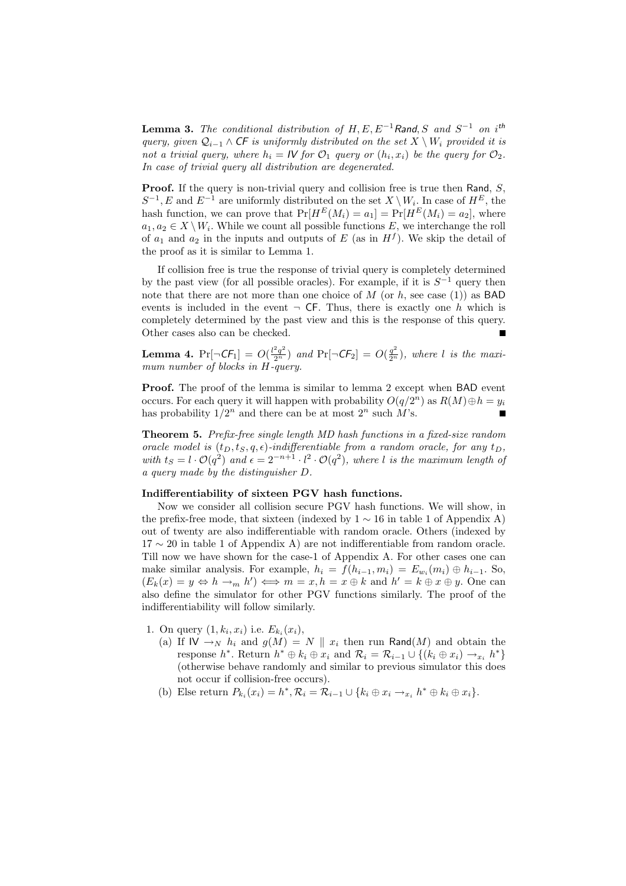**Lemma 3.** *The conditional distribution of $H, E, E^{-1}$ $\mathsf{Rand}$, $S$ and $S^{-1}$ on $i^{th}$ query, given $\mathcal{Q}_{i-1} \wedge \mathsf{CF}$ is uniformly distributed on the set $X \setminus W_i$ provided it is not a trivial query, where $h_i = \mathsf{IV}$ for $\mathcal{O}_1$ query or $(h_i, x_i)$ be the query for $\mathcal{O}_2$. In case of trivial query all distribution are degenerated.*

**Proof.** If the query is non-trivial query and collision free is true then $\mathsf{Rand}$, $S$, $S^{-1}, E$ and $E^{-1}$ are uniformly distributed on the set $X \setminus W_i$. In case of $H^E$, the hash function, we can prove that $\Pr[H^E(M_i) = a_1] = \Pr[H^E(M_i) = a_2]$, where $a_1, a_2 \in X \setminus W_i$. While we count all possible functions $E$, we interchange the roll of $a_1$ and $a_2$ in the inputs and outputs of $E$ (as in $H^f$). We skip the detail of the proof as it is similar to Lemma 1.

If collision free is true the response of trivial query is completely determined by the past view (for all possible oracles). For example, if it is $S^{-1}$ query then note that there are not more than one choice of $M$ (or $h$, see case (1)) as $\mathsf{BAD}$ events is included in the event $\neg$ $\mathsf{CF}$. Thus, there is exactly one $h$ which is completely determined by the past view and this is the response of this query. Other cases also can be checked. ∎

**Lemma 4.** $\Pr[\neg \mathsf{CF}_1] = O(\frac{l^2 q^2}{2^n})$ *and* $\Pr[\neg \mathsf{CF}_2] = O(\frac{q^2}{2^n})$*, where $l$ is the maximum number of blocks in $H$-query.*

**Proof.** The proof of the lemma is similar to lemma 2 except when $\mathsf{BAD}$ event occurs. For each query it will happen with probability $O(q/2^n)$ as $R(M) \oplus h = y_i$ has probability $1/2^n$ and there can be at most $2^n$ such $M$'s. ∎

**Theorem 5.** *Prefix-free single length MD hash functions in a fixed-size random oracle model is $(t_D, t_S, q, \epsilon)$-indifferentiable from a random oracle, for any $t_D$, with $t_S = l \cdot \mathcal{O}(q^2)$ and $\epsilon = 2^{-n+1} \cdot l^2 \cdot \mathcal{O}(q^2)$, where $l$ is the maximum length of a query made by the distinguisher $D$.*

**Indifferentiability of sixteen PGV hash functions.**

Now we consider all collision secure PGV hash functions. We will show, in the prefix-free mode, that sixteen (indexed by $1 \sim 16$ in table 1 of Appendix A) out of twenty are also indifferentiable with random oracle. Others (indexed by $17 \sim 20$ in table 1 of Appendix A) are not indifferentiable from random oracle. Till now we have shown for the case-1 of Appendix A. For other cases one can make similar analysis. For example, $h_i = f(h_{i-1}, m_i) = E_{w_i}(m_i) \oplus h_{i-1}$. So, $(E_k(x) = y \Leftrightarrow h \rightarrow_m h') \Longleftrightarrow m = x, h = x \oplus k$ and $h' = k \oplus x \oplus y$. One can also define the simulator for other PGV functions similarly. The proof of the indifferentiability will follow similarly.

1. On query $(1, k_i, x_i)$ i.e. $E_{k_i}(x_i)$,
   (a) If $\mathsf{IV} \rightarrow_N h_i$ and $g(M) = N \parallel x_i$ then run $\mathsf{Rand}(M)$ and obtain the response $h^*$. Return $h^* \oplus k_i \oplus x_i$ and $\mathcal{R}_i = \mathcal{R}_{i-1} \cup \{(k_i \oplus x_i) \rightarrow_{x_i} h^*\}$ (otherwise behave randomly and similar to previous simulator this does not occur if collision-free occurs).
   (b) Else return $P_{k_i}(x_i) = h^*, \mathcal{R}_i = \mathcal{R}_{i-1} \cup \{k_i \oplus x_i \rightarrow_{x_i} h^* \oplus k_i \oplus x_i\}$.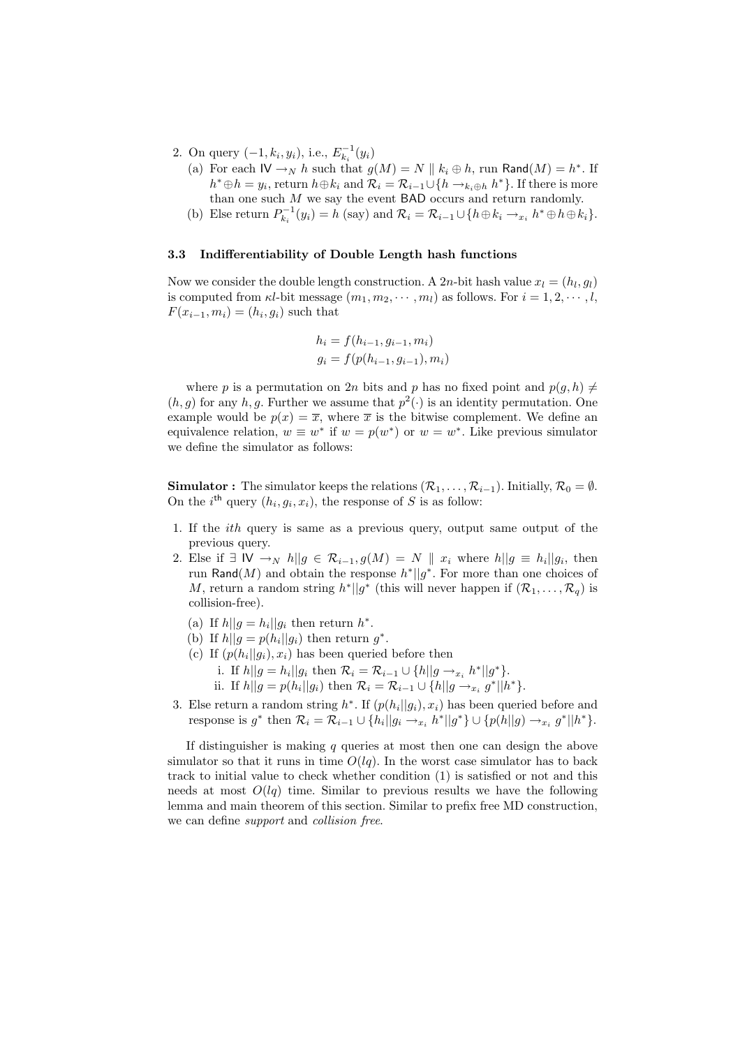2. On query $(-1, k_i, y_i)$, i.e., $E_{k_i}^{-1}(y_i)$
   (a) For each $\mathsf{IV} \to_N h$ such that $g(M) = N \parallel k_i \oplus h$, run $\mathsf{Rand}(M) = h^*$. If $h^* \oplus h = y_i$, return $h \oplus k_i$ and $\mathcal{R}_i = \mathcal{R}_{i-1} \cup \{h \to_{k_i \oplus h} h^*\}$. If there is more than one such $M$ we say the event $\mathsf{BAD}$ occurs and return randomly.
   (b) Else return $P_{k_i}^{-1}(y_i) = h$ (say) and $\mathcal{R}_i = \mathcal{R}_{i-1} \cup \{h \oplus k_i \to_{x_i} h^* \oplus h \oplus k_i\}$.

### 3.3 Indifferentiability of Double Length hash functions

Now we consider the double length construction. A $2n$-bit hash value $x_l = (h_l, g_l)$ is computed from $\kappa l$-bit message $(m_1, m_2, \cdots, m_l)$ as follows. For $i = 1, 2, \cdots, l$, $F(x_{i-1}, m_i) = (h_i, g_i)$ such that

$$h_i = f(h_{i-1}, g_{i-1}, m_i)$$
$$g_i = f(p(h_{i-1}, g_{i-1}), m_i)$$

where $p$ is a permutation on $2n$ bits and $p$ has no fixed point and $p(g, h) \neq (h, g)$ for any $h, g$. Further we assume that $p^2(\cdot)$ is an identity permutation. One example would be $p(x) = \overline{x}$, where $\overline{x}$ is the bitwise complement. We define an equivalence relation, $w \equiv w^*$ if $w = p(w^*)$ or $w = w^*$. Like previous simulator we define the simulator as follows:

**Simulator :** The simulator keeps the relations $(\mathcal{R}_1, \ldots, \mathcal{R}_{i-1})$. Initially, $\mathcal{R}_0 = \emptyset$. On the $i^{\text{th}}$ query $(h_i, g_i, x_i)$, the response of $S$ is as follow:

1. If the *ith* query is same as a previous query, output same output of the previous query.
2. Else if $\exists$ $\mathsf{IV} \to_N h||g \in \mathcal{R}_{i-1}, g(M) = N \parallel x_i$ where $h||g \equiv h_i||g_i$, then run $\mathsf{Rand}(M)$ and obtain the response $h^*||g^*$. For more than one choices of $M$, return a random string $h^*||g^*$ (this will never happen if $(\mathcal{R}_1, \ldots, \mathcal{R}_q)$ is collision-free).
   (a) If $h||g = h_i||g_i$ then return $h^*$.
   (b) If $h||g = p(h_i||g_i)$ then return $g^*$.
   (c) If $(p(h_i||g_i), x_i)$ has been queried before then
      i. If $h||g = h_i||g_i$ then $\mathcal{R}_i = \mathcal{R}_{i-1} \cup \{h||g \to_{x_i} h^*||g^*\}$.
      ii. If $h||g = p(h_i||g_i)$ then $\mathcal{R}_i = \mathcal{R}_{i-1} \cup \{h||g \to_{x_i} g^*||h^*\}$.
3. Else return a random string $h^*$. If $(p(h_i||g_i), x_i)$ has been queried before and response is $g^*$ then $\mathcal{R}_i = \mathcal{R}_{i-1} \cup \{h_i||g_i \to_{x_i} h^*||g^*\} \cup \{p(h||g) \to_{x_i} g^*||h^*\}$.

If distinguisher is making $q$ queries at most then one can design the above simulator so that it runs in time $O(lq)$. In the worst case simulator has to back track to initial value to check whether condition (1) is satisfied or not and this needs at most $O(lq)$ time. Similar to previous results we have the following lemma and main theorem of this section. Similar to prefix free MD construction, we can define *support* and *collision free*.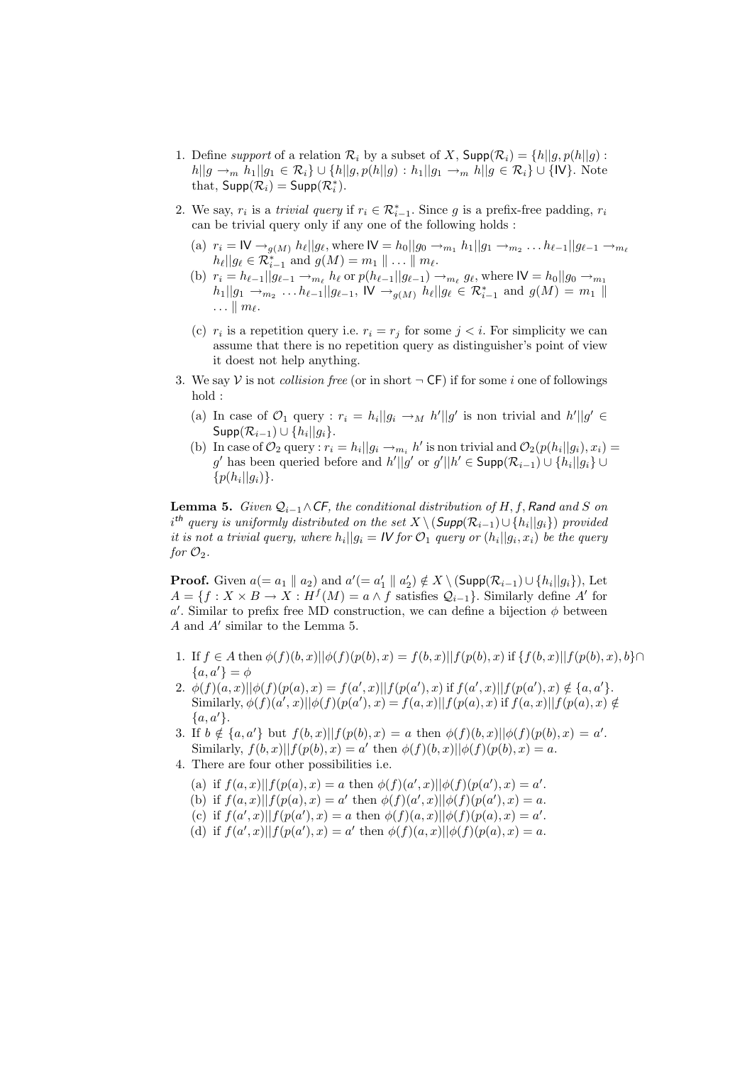1. Define *support* of a relation $\mathcal{R}_i$ by a subset of $X$, $\mathsf{Supp}(\mathcal{R}_i) = \{h||g, p(h||g) : h||g \rightarrow_m h_1||g_1 \in \mathcal{R}_i\} \cup \{h||g, p(h||g) : h_1||g_1 \rightarrow_m h||g \in \mathcal{R}_i\} \cup \{\mathsf{IV}\}$. Note that, $\mathsf{Supp}(\mathcal{R}_i) = \mathsf{Supp}(\mathcal{R}_i^*)$.

2. We say, $r_i$ is a *trivial query* if $r_i \in \mathcal{R}_{i-1}^*$. Since $g$ is a prefix-free padding, $r_i$ can be trivial query only if any one of the following holds :

   (a) $r_i = \mathsf{IV} \rightarrow_{g(M)} h_\ell||g_\ell$, where $\mathsf{IV} = h_0||g_0 \rightarrow_{m_1} h_1||g_1 \rightarrow_{m_2} \ldots h_{\ell-1}||g_{\ell-1} \rightarrow_{m_\ell} h_\ell||g_\ell \in \mathcal{R}_{i-1}^*$ and $g(M) = m_1 \parallel \ldots \parallel m_\ell$.

   (b) $r_i = h_{\ell-1}||g_{\ell-1} \rightarrow_{m_\ell} h_\ell$ or $p(h_{\ell-1}||g_{\ell-1}) \rightarrow_{m_\ell} g_\ell$, where $\mathsf{IV} = h_0||g_0 \rightarrow_{m_1} h_1||g_1 \rightarrow_{m_2} \ldots h_{\ell-1}||g_{\ell-1}$, $\mathsf{IV} \rightarrow_{g(M)} h_\ell||g_\ell \in \mathcal{R}_{i-1}^*$ and $g(M) = m_1 \parallel \ldots \parallel m_\ell$.

   (c) $r_i$ is a repetition query i.e. $r_i = r_j$ for some $j < i$. For simplicity we can assume that there is no repetition query as distinguisher's point of view it doest not help anything.

3. We say $\mathcal{V}$ is not *collision free* (or in short $\neg$ $\mathsf{CF}$) if for some $i$ one of followings hold :

   (a) In case of $\mathcal{O}_1$ query : $r_i = h_i||g_i \rightarrow_M h'||g'$ is non trivial and $h'||g' \in \mathsf{Supp}(\mathcal{R}_{i-1}) \cup \{h_i||g_i\}$.

   (b) In case of $\mathcal{O}_2$ query : $r_i = h_i||g_i \rightarrow_{m_i} h'$ is non trivial and $\mathcal{O}_2(p(h_i||g_i), x_i) = g'$ has been queried before and $h'||g'$ or $g'||h' \in \mathsf{Supp}(\mathcal{R}_{i-1}) \cup \{h_i||g_i\} \cup \{p(h_i||g_i)\}$.

**Lemma 5.** *Given $\mathcal{Q}_{i-1} \wedge \mathsf{CF}$, the conditional distribution of $H, f, \mathsf{Rand}$ and $S$ on $i^{th}$ query is uniformly distributed on the set $X \setminus (\mathsf{Supp}(\mathcal{R}_{i-1}) \cup \{h_i||g_i\})$ provided it is not a trivial query, where $h_i||g_i = \mathsf{IV}$ for $\mathcal{O}_1$ query or $(h_i||g_i, x_i)$ be the query for $\mathcal{O}_2$.*

**Proof.** Given $a (= a_1 \parallel a_2)$ and $a' (= a'_1 \parallel a'_2) \notin X \setminus (\mathsf{Supp}(\mathcal{R}_{i-1}) \cup \{h_i||g_i\})$, Let $A = \{f : X \times B \rightarrow X : H^f(M) = a \wedge f \text{ satisfies } \mathcal{Q}_{i-1}\}$. Similarly define $A'$ for $a'$. Similar to prefix free MD construction, we can define a bijection $\phi$ between $A$ and $A'$ similar to the Lemma 5.

1. If $f \in A$ then $\phi(f)(b, x)||\phi(f)(p(b), x) = f(b, x)||f(p(b), x)$ if $\{f(b, x)||f(p(b), x), b\} \cap \{a, a'\} = \phi$
2. $\phi(f)(a, x)||\phi(f)(p(a), x) = f(a', x)||f(p(a'), x)$ if $f(a', x)||f(p(a'), x) \notin \{a, a'\}$. Similarly, $\phi(f)(a', x)||\phi(f)(p(a'), x) = f(a, x)||f(p(a), x)$ if $f(a, x)||f(p(a), x) \notin \{a, a'\}$.
3. If $b \notin \{a, a'\}$ but $f(b, x)||f(p(b), x) = a$ then $\phi(f)(b, x)||\phi(f)(p(b), x) = a'$. Similarly, $f(b, x)||f(p(b), x) = a'$ then $\phi(f)(b, x)||\phi(f)(p(b), x) = a$.
4. There are four other possibilities i.e.

   (a) if $f(a, x)||f(p(a), x) = a$ then $\phi(f)(a', x)||\phi(f)(p(a'), x) = a'$.

   (b) if $f(a, x)||f(p(a), x) = a'$ then $\phi(f)(a', x)||\phi(f)(p(a'), x) = a$.

   (c) if $f(a', x)||f(p(a'), x) = a$ then $\phi(f)(a, x)||\phi(f)(p(a), x) = a'$.

   (d) if $f(a', x)||f(p(a'), x) = a'$ then $\phi(f)(a, x)||\phi(f)(p(a), x) = a$.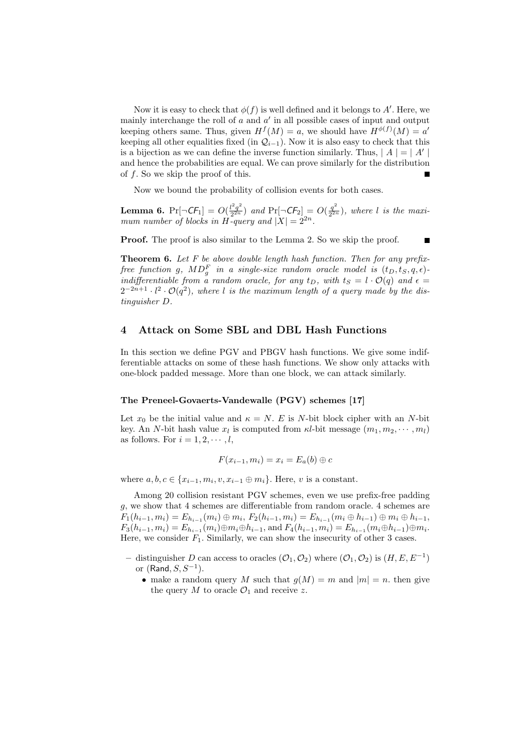Now it is easy to check that $\phi(f)$ is well defined and it belongs to $A'$. Here, we mainly interchange the roll of $a$ and $a'$ in all possible cases of input and output keeping others same. Thus, given $H^f(M) = a$, we should have $H^{\phi(f)}(M) = a'$ keeping all other equalities fixed (in $\mathcal{Q}_{i-1}$). Now it is also easy to check that this is a bijection as we can define the inverse function similarly. Thus, $|\ A\ | = |\ A'\ |$ and hence the probabilities are equal. We can prove similarly for the distribution of $f$. So we skip the proof of this. ∎

Now we bound the probability of collision events for both cases.

**Lemma 6.** *$\Pr[\neg\mathsf{CF}_1] = O(\frac{l^2 q^2}{2^{2n}})$ and $\Pr[\neg\mathsf{CF}_2] = O(\frac{q^2}{2^{2n}})$, where $l$ is the maximum number of blocks in $H$-query and $|X| = 2^{2n}$.*

**Proof.** The proof is also similar to the Lemma 2. So we skip the proof. ∎

**Theorem 6.** *Let $F$ be above double length hash function. Then for any prefix-free function $g$, $MD_g^F$ in a single-size random oracle model is $(t_D, t_S, q, \epsilon)$-indifferentiable from a random oracle, for any $t_D$, with $t_S = l \cdot \mathcal{O}(q)$ and $\epsilon = 2^{-2n+1} \cdot l^2 \cdot \mathcal{O}(q^2)$, where $l$ is the maximum length of a query made by the distinguisher $D$.*

## 4 Attack on Some SBL and DBL Hash Functions

In this section we define PGV and PBGV hash functions. We give some indifferentiable attacks on some of these hash functions. We show only attacks with one-block padded message. More than one block, we can attack similarly.

#### The Preneel-Govaerts-Vandewalle (PGV) schemes [17]

Let $x_0$ be the initial value and $\kappa = N$. $E$ is $N$-bit block cipher with an $N$-bit key. An $N$-bit hash value $x_l$ is computed from $\kappa l$-bit message $(m_1, m_2, \cdots, m_l)$ as follows. For $i = 1, 2, \cdots, l$,

$$F(x_{i-1}, m_i) = x_i = E_a(b) \oplus c$$

where $a, b, c \in \{x_{i-1}, m_i, v, x_{i-1} \oplus m_i\}$. Here, $v$ is a constant.

Among 20 collision resistant PGV schemes, even we use prefix-free padding $g$, we show that 4 schemes are differentiable from random oracle. 4 schemes are $F_1(h_{i-1}, m_i) = E_{h_{i-1}}(m_i) \oplus m_i$, $F_2(h_{i-1}, m_i) = E_{h_{i-1}}(m_i \oplus h_{i-1}) \oplus m_i \oplus h_{i-1}$, $F_3(h_{i-1}, m_i) = E_{h_{i-1}}(m_i) \oplus m_i \oplus h_{i-1}$, and $F_4(h_{i-1}, m_i) = E_{h_{i-1}}(m_i \oplus h_{i-1}) \oplus m_i$. Here, we consider $F_1$. Similarly, we can show the insecurity of other 3 cases.

- distinguisher $D$ can access to oracles $(\mathcal{O}_1, \mathcal{O}_2)$ where $(\mathcal{O}_1, \mathcal{O}_2)$ is $(H, E, E^{-1})$ or $(\mathsf{Rand}, S, S^{-1})$.
  - make a random query $M$ such that $g(M) = m$ and $|m| = n$. then give the query $M$ to oracle $\mathcal{O}_1$ and receive $z$.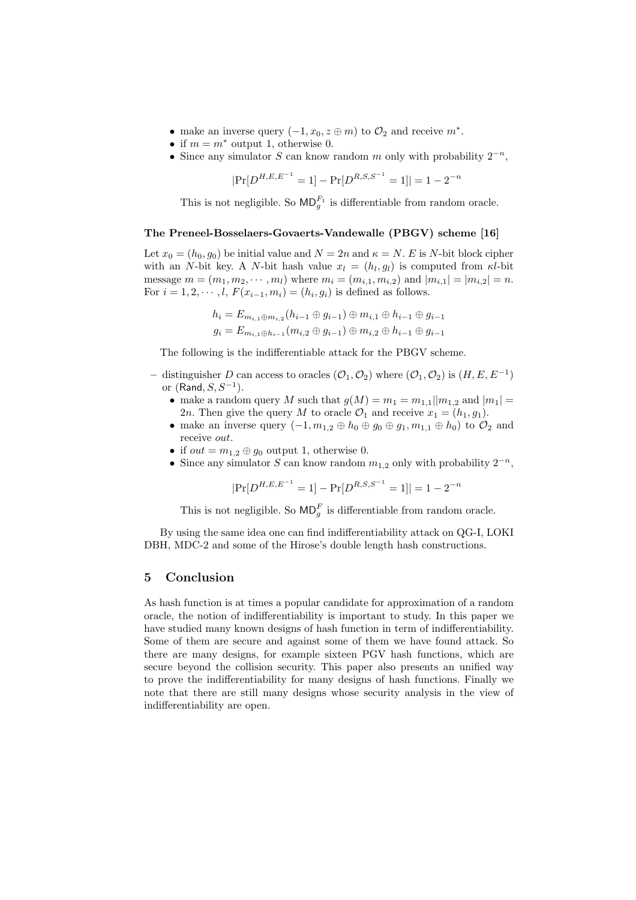- make an inverse query $(-1, x_0, z \oplus m)$ to $\mathcal{O}_2$ and receive $m^*$.
- if $m = m^*$ output 1, otherwise 0.
- Since any simulator $S$ can know random $m$ only with probability $2^{-n}$,

$$|\Pr[D^{H,E,E^{-1}} = 1] - \Pr[D^{R,S,S^{-1}} = 1]| = 1 - 2^{-n}$$

This is not negligible. So $\mathsf{MD}_g^{F_1}$ is differentiable from random oracle.

**The Preneel-Bosselaers-Govaerts-Vandewalle (PBGV) scheme [16]**

Let $x_0 = (h_0, g_0)$ be initial value and $N = 2n$ and $\kappa = N$. $E$ is $N$-bit block cipher with an $N$-bit key. A $N$-bit hash value $x_l = (h_l, g_l)$ is computed from $\kappa l$-bit message $m = (m_1, m_2, \cdots, m_l)$ where $m_i = (m_{i,1}, m_{i,2})$ and $|m_{i,1}| = |m_{i,2}| = n$. For $i = 1, 2, \cdots, l$, $F(x_{i-1}, m_i) = (h_i, g_i)$ is defined as follows.

$$h_i = E_{m_{i,1} \oplus m_{i,2}}(h_{i-1} \oplus g_{i-1}) \oplus m_{i,1} \oplus h_{i-1} \oplus g_{i-1}$$
$$g_i = E_{m_{i,1} \oplus h_{i-1}}(m_{i,2} \oplus g_{i-1}) \oplus m_{i,2} \oplus h_{i-1} \oplus g_{i-1}$$

The following is the indifferentiable attack for the PBGV scheme.

- distinguisher $D$ can access to oracles $(\mathcal{O}_1, \mathcal{O}_2)$ where $(\mathcal{O}_1, \mathcal{O}_2)$ is $(H, E, E^{-1})$ or $(\mathsf{Rand}, S, S^{-1})$.
  - make a random query $M$ such that $g(M) = m_1 = m_{1,1} || m_{1,2}$ and $|m_1| = 2n$. Then give the query $M$ to oracle $\mathcal{O}_1$ and receive $x_1 = (h_1, g_1)$.
  - make an inverse query $(-1, m_{1,2} \oplus h_0 \oplus g_0 \oplus g_1, m_{1,1} \oplus h_0)$ to $\mathcal{O}_2$ and receive $out$.
  - if $out = m_{1,2} \oplus g_0$ output 1, otherwise 0.
  - Since any simulator $S$ can know random $m_{1,2}$ only with probability $2^{-n}$,

$$|\Pr[D^{H,E,E^{-1}} = 1] - \Pr[D^{R,S,S^{-1}} = 1]| = 1 - 2^{-n}$$

This is not negligible. So $\mathsf{MD}_g^{F}$ is differentiable from random oracle.

By using the same idea one can find indifferentiability attack on QG-I, LOKI DBH, MDC-2 and some of the Hirose's double length hash constructions.

## 5 Conclusion

As hash function is at times a popular candidate for approximation of a random oracle, the notion of indifferentiability is important to study. In this paper we have studied many known designs of hash function in term of indifferentiability. Some of them are secure and against some of them we have found attack. So there are many designs, for example sixteen PGV hash functions, which are secure beyond the collision security. This paper also presents an unified way to prove the indifferentiability for many designs of hash functions. Finally we note that there are still many designs whose security analysis in the view of indifferentiability are open.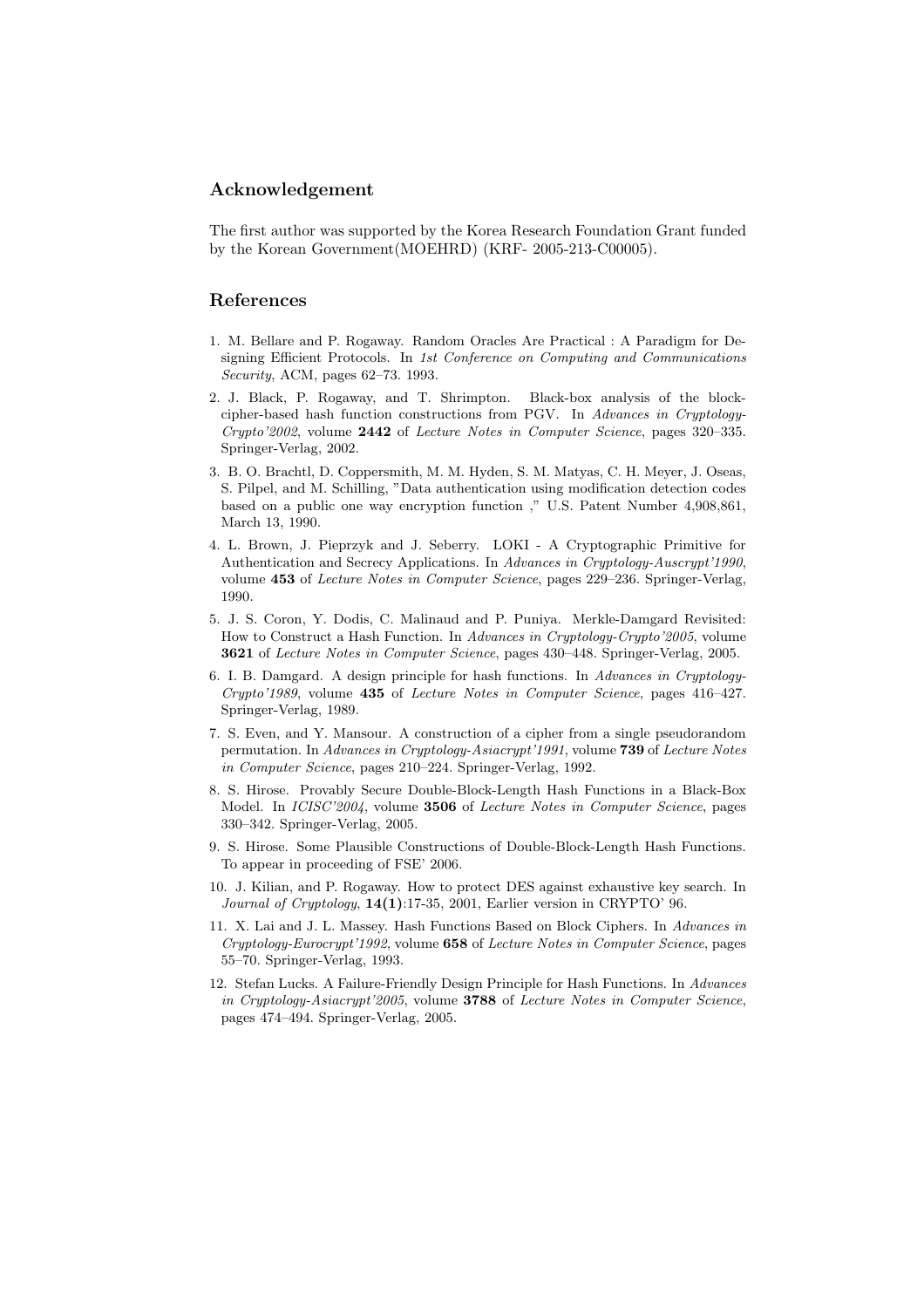## Acknowledgement

The first author was supported by the Korea Research Foundation Grant funded by the Korean Government(MOEHRD) (KRF- 2005-213-C00005).

## References

1. M. Bellare and P. Rogaway. Random Oracles Are Practical : A Paradigm for Designing Efficient Protocols. In *1st Conference on Computing and Communications Security*, ACM, pages 62–73. 1993.
2. J. Black, P. Rogaway, and T. Shrimpton. Black-box analysis of the block-cipher-based hash function constructions from PGV. In *Advances in Cryptology-Crypto'2002*, volume **2442** of *Lecture Notes in Computer Science*, pages 320–335. Springer-Verlag, 2002.
3. B. O. Brachtl, D. Coppersmith, M. M. Hyden, S. M. Matyas, C. H. Meyer, J. Oseas, S. Pilpel, and M. Schilling, "Data authentication using modification detection codes based on a public one way encryption function ," U.S. Patent Number 4,908,861, March 13, 1990.
4. L. Brown, J. Pieprzyk and J. Seberry. LOKI - A Cryptographic Primitive for Authentication and Secrecy Applications. In *Advances in Cryptology-Auscrypt'1990*, volume **453** of *Lecture Notes in Computer Science*, pages 229–236. Springer-Verlag, 1990.
5. J. S. Coron, Y. Dodis, C. Malinaud and P. Puniya. Merkle-Damgard Revisited: How to Construct a Hash Function. In *Advances in Cryptology-Crypto'2005*, volume **3621** of *Lecture Notes in Computer Science*, pages 430–448. Springer-Verlag, 2005.
6. I. B. Damgard. A design principle for hash functions. In *Advances in Cryptology-Crypto'1989*, volume **435** of *Lecture Notes in Computer Science*, pages 416–427. Springer-Verlag, 1989.
7. S. Even, and Y. Mansour. A construction of a cipher from a single pseudorandom permutation. In *Advances in Cryptology-Asiacrypt'1991*, volume **739** of *Lecture Notes in Computer Science*, pages 210–224. Springer-Verlag, 1992.
8. S. Hirose. Provably Secure Double-Block-Length Hash Functions in a Black-Box Model. In *ICISC'2004*, volume **3506** of *Lecture Notes in Computer Science*, pages 330–342. Springer-Verlag, 2005.
9. S. Hirose. Some Plausible Constructions of Double-Block-Length Hash Functions. To appear in proceeding of FSE' 2006.
10. J. Kilian, and P. Rogaway. How to protect DES against exhaustive key search. In *Journal of Cryptology*, **14(1)**:17-35, 2001, Earlier version in CRYPTO' 96.
11. X. Lai and J. L. Massey. Hash Functions Based on Block Ciphers. In *Advances in Cryptology-Eurocrypt'1992*, volume **658** of *Lecture Notes in Computer Science*, pages 55–70. Springer-Verlag, 1993.
12. Stefan Lucks. A Failure-Friendly Design Principle for Hash Functions. In *Advances in Cryptology-Asiacrypt'2005*, volume **3788** of *Lecture Notes in Computer Science*, pages 474–494. Springer-Verlag, 2005.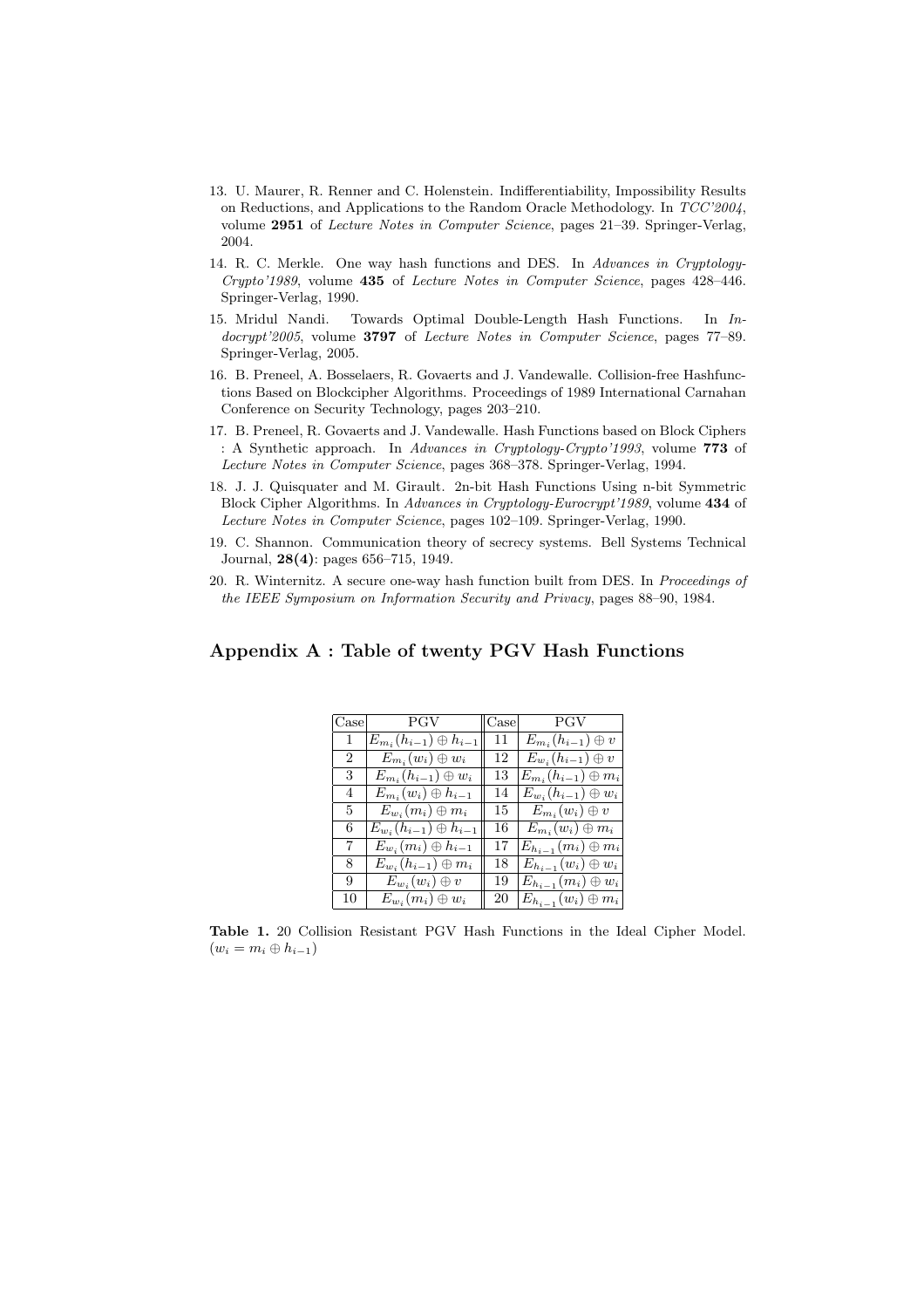13. U. Maurer, R. Renner and C. Holenstein. Indifferentiability, Impossibility Results on Reductions, and Applications to the Random Oracle Methodology. In *TCC'2004*, volume **2951** of *Lecture Notes in Computer Science*, pages 21–39. Springer-Verlag, 2004.
14. R. C. Merkle. One way hash functions and DES. In *Advances in Cryptology-Crypto'1989*, volume **435** of *Lecture Notes in Computer Science*, pages 428–446. Springer-Verlag, 1990.
15. Mridul Nandi. Towards Optimal Double-Length Hash Functions. In *Indocrypt'2005*, volume **3797** of *Lecture Notes in Computer Science*, pages 77–89. Springer-Verlag, 2005.
16. B. Preneel, A. Bosselaers, R. Govaerts and J. Vandewalle. Collision-free Hashfunctions Based on Blockcipher Algorithms. Proceedings of 1989 International Carnahan Conference on Security Technology, pages 203–210.
17. B. Preneel, R. Govaerts and J. Vandewalle. Hash Functions based on Block Ciphers : A Synthetic approach. In *Advances in Cryptology-Crypto'1993*, volume **773** of *Lecture Notes in Computer Science*, pages 368–378. Springer-Verlag, 1994.
18. J. J. Quisquater and M. Girault. 2n-bit Hash Functions Using n-bit Symmetric Block Cipher Algorithms. In *Advances in Cryptology-Eurocrypt'1989*, volume **434** of *Lecture Notes in Computer Science*, pages 102–109. Springer-Verlag, 1990.
19. C. Shannon. Communication theory of secrecy systems. Bell Systems Technical Journal, **28(4)**: pages 656–715, 1949.
20. R. Winternitz. A secure one-way hash function built from DES. In *Proceedings of the IEEE Symposium on Information Security and Privacy*, pages 88–90, 1984.

## Appendix A : Table of twenty PGV Hash Functions

| Case | PGV | Case | PGV |
|---|---|---|---|
| 1 | $E_{m_i}(h_{i-1}) \oplus h_{i-1}$ | 11 | $E_{m_i}(h_{i-1}) \oplus v$ |
| 2 | $E_{m_i}(w_i) \oplus w_i$ | 12 | $E_{w_i}(h_{i-1}) \oplus v$ |
| 3 | $E_{m_i}(h_{i-1}) \oplus w_i$ | 13 | $E_{m_i}(h_{i-1}) \oplus m_i$ |
| 4 | $E_{m_i}(w_i) \oplus h_{i-1}$ | 14 | $E_{w_i}(h_{i-1}) \oplus w_i$ |
| 5 | $E_{w_i}(m_i) \oplus m_i$ | 15 | $E_{m_i}(w_i) \oplus v$ |
| 6 | $E_{w_i}(h_{i-1}) \oplus h_{i-1}$ | 16 | $E_{m_i}(w_i) \oplus m_i$ |
| 7 | $E_{w_i}(m_i) \oplus h_{i-1}$ | 17 | $E_{h_{i-1}}(m_i) \oplus m_i$ |
| 8 | $E_{w_i}(h_{i-1}) \oplus m_i$ | 18 | $E_{h_{i-1}}(w_i) \oplus w_i$ |
| 9 | $E_{w_i}(w_i) \oplus v$ | 19 | $E_{h_{i-1}}(m_i) \oplus w_i$ |
| 10 | $E_{w_i}(m_i) \oplus w_i$ | 20 | $E_{h_{i-1}}(w_i) \oplus m_i$ |

**Table 1.** 20 Collision Resistant PGV Hash Functions in the Ideal Cipher Model. ($w_i = m_i \oplus h_{i-1}$)